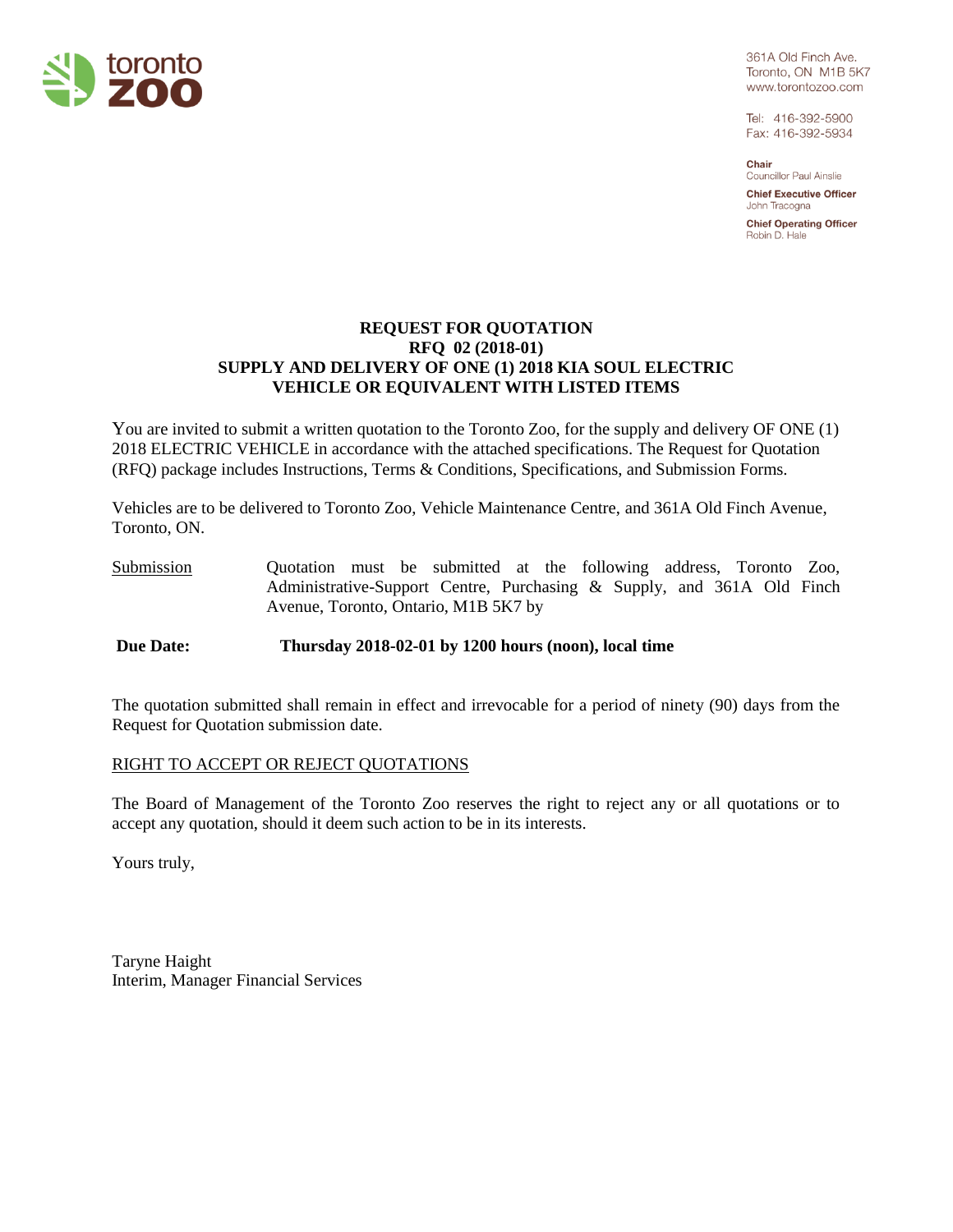toronto **ZOO**

361A Old Finch Ave.
Toronto, ON M1B 5K7
www.torontozoo.com

Tel: 416-392-5900
Fax: 416-392-5934

**Chair**
Councillor Paul Ainslie

**Chief Executive Officer**
John Tracogna

**Chief Operating Officer**
Robin D. Hale

# REQUEST FOR QUOTATION
## RFQ 02 (2018-01)
## SUPPLY AND DELIVERY OF ONE (1) 2018 KIA SOUL ELECTRIC VEHICLE OR EQUIVALENT WITH LISTED ITEMS

You are invited to submit a written quotation to the Toronto Zoo, for the supply and delivery OF ONE (1) 2018 ELECTRIC VEHICLE in accordance with the attached specifications. The Request for Quotation (RFQ) package includes Instructions, Terms & Conditions, Specifications, and Submission Forms.

Vehicles are to be delivered to Toronto Zoo, Vehicle Maintenance Centre, and 361A Old Finch Avenue, Toronto, ON.

Submission — Quotation must be submitted at the following address, Toronto Zoo, Administrative-Support Centre, Purchasing & Supply, and 361A Old Finch Avenue, Toronto, Ontario, M1B 5K7 by

**Due Date: Thursday 2018-02-01 by 1200 hours (noon), local time**

The quotation submitted shall remain in effect and irrevocable for a period of ninety (90) days from the Request for Quotation submission date.

RIGHT TO ACCEPT OR REJECT QUOTATIONS

The Board of Management of the Toronto Zoo reserves the right to reject any or all quotations or to accept any quotation, should it deem such action to be in its interests.

Yours truly,

Taryne Haight
Interim, Manager Financial Services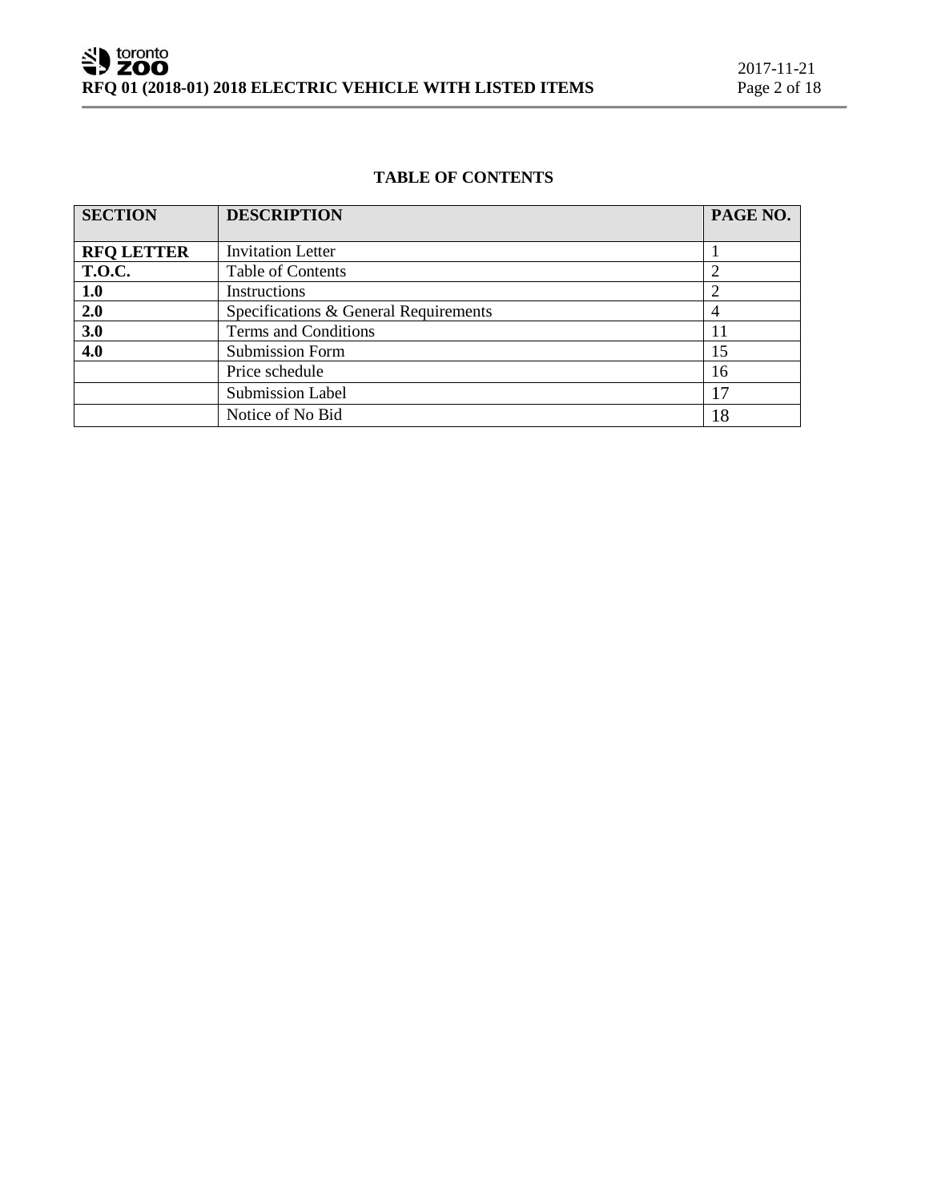**TABLE OF CONTENTS**

| SECTION | DESCRIPTION | PAGE NO. |
| --- | --- | --- |
| **RFQ LETTER** | Invitation Letter | 1 |
| **T.O.C.** | Table of Contents | 2 |
| **1.0** | Instructions | 2 |
| **2.0** | Specifications & General Requirements | 4 |
| **3.0** | Terms and Conditions | 11 |
| **4.0** | Submission Form | 15 |
| | Price schedule | 16 |
| | Submission Label | 17 |
| | Notice of No Bid | 18 |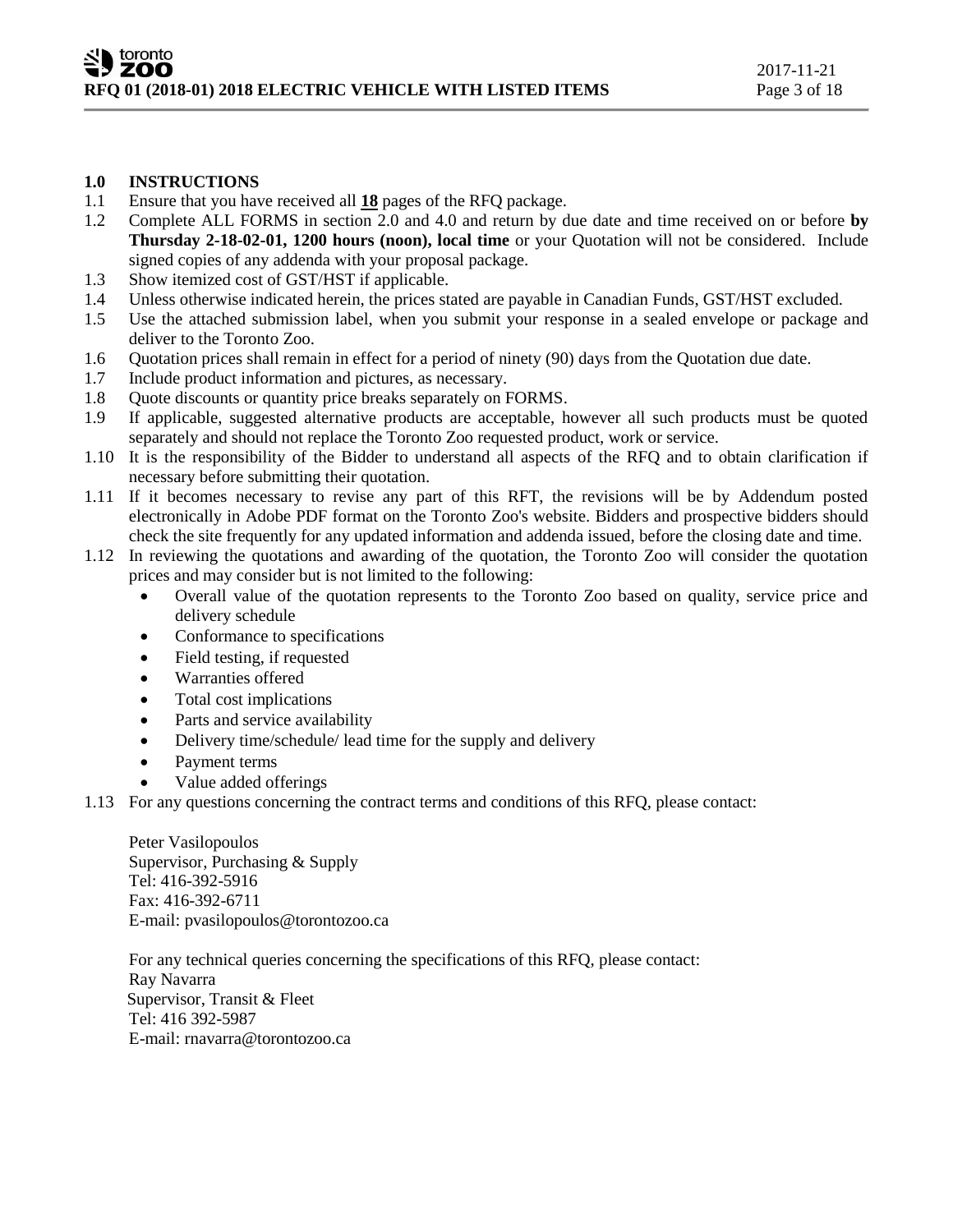## 1.0 INSTRUCTIONS

1.1 Ensure that you have received all **18** pages of the RFQ package.

1.2 Complete ALL FORMS in section 2.0 and 4.0 and return by due date and time received on or before **by Thursday 2-18-02-01, 1200 hours (noon), local time** or your Quotation will not be considered. Include signed copies of any addenda with your proposal package.

1.3 Show itemized cost of GST/HST if applicable.

1.4 Unless otherwise indicated herein, the prices stated are payable in Canadian Funds, GST/HST excluded.

1.5 Use the attached submission label, when you submit your response in a sealed envelope or package and deliver to the Toronto Zoo.

1.6 Quotation prices shall remain in effect for a period of ninety (90) days from the Quotation due date.

1.7 Include product information and pictures, as necessary.

1.8 Quote discounts or quantity price breaks separately on FORMS.

1.9 If applicable, suggested alternative products are acceptable, however all such products must be quoted separately and should not replace the Toronto Zoo requested product, work or service.

1.10 It is the responsibility of the Bidder to understand all aspects of the RFQ and to obtain clarification if necessary before submitting their quotation.

1.11 If it becomes necessary to revise any part of this RFT, the revisions will be by Addendum posted electronically in Adobe PDF format on the Toronto Zoo's website. Bidders and prospective bidders should check the site frequently for any updated information and addenda issued, before the closing date and time.

1.12 In reviewing the quotations and awarding of the quotation, the Toronto Zoo will consider the quotation prices and may consider but is not limited to the following:

- Overall value of the quotation represents to the Toronto Zoo based on quality, service price and delivery schedule
- Conformance to specifications
- Field testing, if requested
- Warranties offered
- Total cost implications
- Parts and service availability
- Delivery time/schedule/ lead time for the supply and delivery
- Payment terms
- Value added offerings

1.13 For any questions concerning the contract terms and conditions of this RFQ, please contact:

Peter Vasilopoulos
Supervisor, Purchasing & Supply
Tel: 416-392-5916
Fax: 416-392-6711
E-mail: pvasilopoulos@torontozoo.ca

For any technical queries concerning the specifications of this RFQ, please contact:
Ray Navarra
Supervisor, Transit & Fleet
Tel: 416 392-5987
E-mail: rnavarra@torontozoo.ca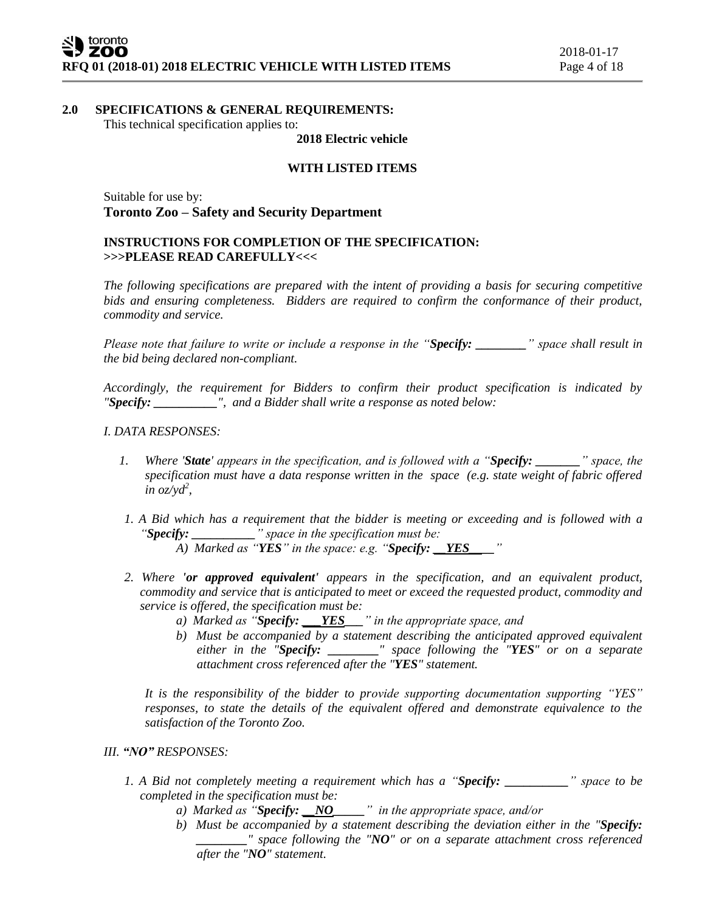## 2.0 SPECIFICATIONS & GENERAL REQUIREMENTS:

This technical specification applies to:

**2018 Electric vehicle**

**WITH LISTED ITEMS**

Suitable for use by:
**Toronto Zoo – Safety and Security Department**

**INSTRUCTIONS FOR COMPLETION OF THE SPECIFICATION:**
**>>>PLEASE READ CAREFULLY<<<**

*The following specifications are prepared with the intent of providing a basis for securing competitive bids and ensuring completeness. Bidders are required to confirm the conformance of their product, commodity and service.*

*Please note that failure to write or include a response in the "**Specify: ________**" space shall result in the bid being declared non-compliant.*

*Accordingly, the requirement for Bidders to confirm their product specification is indicated by "**Specify: __________**", and a Bidder shall write a response as noted below:*

*I. DATA RESPONSES:*

1. *Where '**State**' appears in the specification, and is followed with a "**Specify: _______**" space, the specification must have a data response written in the space (e.g. state weight of fabric offered in oz/yd$^2$,*

1. *A Bid which has a requirement that the bidder is meeting or exceeding and is followed with a "**Specify: __________**" space in the specification must be:*
   *A) Marked as "**YES**" in the space: e.g. "**Specify: __YES__**"*

2. *Where **'or approved equivalent'** appears in the specification, and an equivalent product, commodity and service that is anticipated to meet or exceed the requested product, commodity and service is offered, the specification must be:*
   *a) Marked as "**Specify: ___YES___**" in the appropriate space, and*
   *b) Must be accompanied by a statement describing the anticipated approved equivalent either in the "**Specify: ________**" space following the "**YES**" or on a separate attachment cross referenced after the "**YES**" statement.*

   *It is the responsibility of the bidder to provide supporting documentation supporting "YES" responses, to state the details of the equivalent offered and demonstrate equivalence to the satisfaction of the Toronto Zoo.*

*III. **"NO"** RESPONSES:*

1. *A Bid not completely meeting a requirement which has a "**Specify: __________**" space to be completed in the specification must be:*
   *a) Marked as "**Specify: __NO_____**" in the appropriate space, and/or*
   *b) Must be accompanied by a statement describing the deviation either in the "**Specify: ________**" space following the "**NO**" or on a separate attachment cross referenced after the "**NO**" statement.*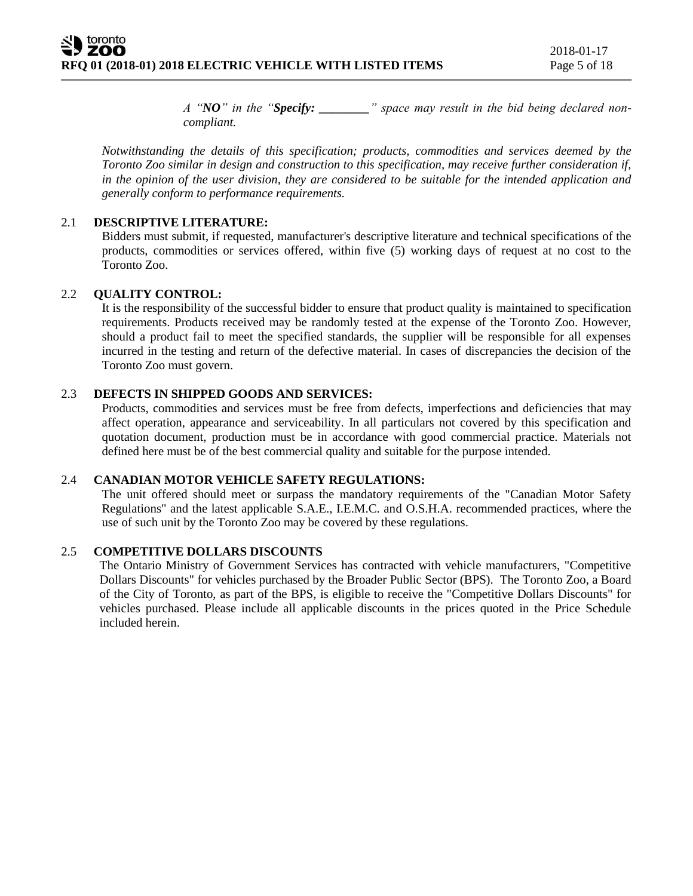*A "**NO**" in the "**Specify: ________**" space may result in the bid being declared non-compliant.*

*Notwithstanding the details of this specification; products, commodities and services deemed by the Toronto Zoo similar in design and construction to this specification, may receive further consideration if, in the opinion of the user division, they are considered to be suitable for the intended application and generally conform to performance requirements.*

### 2.1 DESCRIPTIVE LITERATURE:

Bidders must submit, if requested, manufacturer's descriptive literature and technical specifications of the products, commodities or services offered, within five (5) working days of request at no cost to the Toronto Zoo.

### 2.2 QUALITY CONTROL:

It is the responsibility of the successful bidder to ensure that product quality is maintained to specification requirements. Products received may be randomly tested at the expense of the Toronto Zoo. However, should a product fail to meet the specified standards, the supplier will be responsible for all expenses incurred in the testing and return of the defective material. In cases of discrepancies the decision of the Toronto Zoo must govern.

### 2.3 DEFECTS IN SHIPPED GOODS AND SERVICES:

Products, commodities and services must be free from defects, imperfections and deficiencies that may affect operation, appearance and serviceability. In all particulars not covered by this specification and quotation document, production must be in accordance with good commercial practice. Materials not defined here must be of the best commercial quality and suitable for the purpose intended.

### 2.4 CANADIAN MOTOR VEHICLE SAFETY REGULATIONS:

The unit offered should meet or surpass the mandatory requirements of the "Canadian Motor Safety Regulations" and the latest applicable S.A.E., I.E.M.C. and O.S.H.A. recommended practices, where the use of such unit by the Toronto Zoo may be covered by these regulations.

### 2.5 COMPETITIVE DOLLARS DISCOUNTS

The Ontario Ministry of Government Services has contracted with vehicle manufacturers, "Competitive Dollars Discounts" for vehicles purchased by the Broader Public Sector (BPS). The Toronto Zoo, a Board of the City of Toronto, as part of the BPS, is eligible to receive the "Competitive Dollars Discounts" for vehicles purchased. Please include all applicable discounts in the prices quoted in the Price Schedule included herein.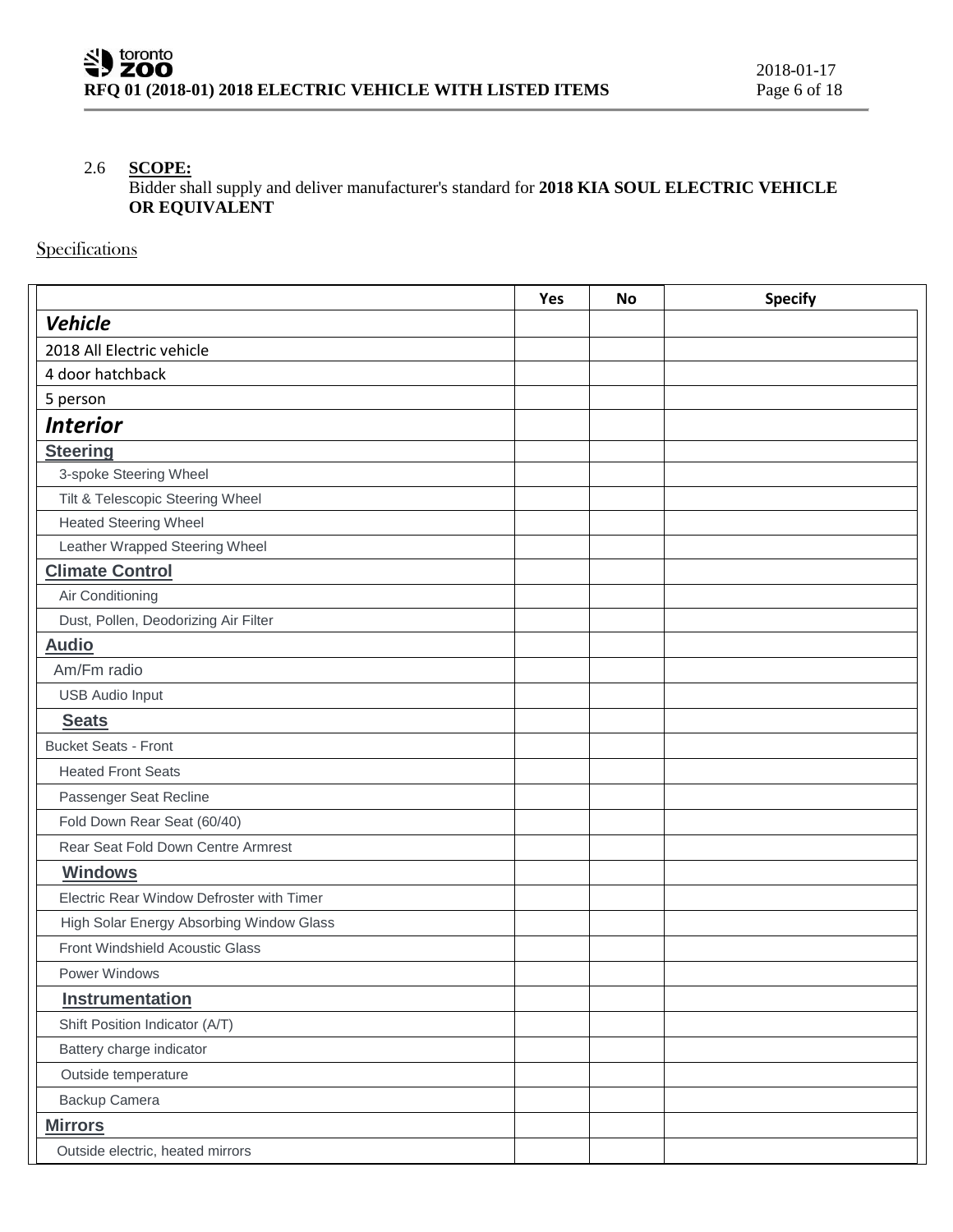2.6 **SCOPE:**
Bidder shall supply and deliver manufacturer's standard for **2018 KIA SOUL ELECTRIC VEHICLE OR EQUIVALENT**

Specifications

| | Yes | No | Specify |
|---|---|---|---|
| ***Vehicle*** | | | |
| 2018 All Electric vehicle | | | |
| 4 door hatchback | | | |
| 5 person | | | |
| ***Interior*** | | | |
| **Steering** | | | |
| 3-spoke Steering Wheel | | | |
| Tilt & Telescopic Steering Wheel | | | |
| Heated Steering Wheel | | | |
| Leather Wrapped Steering Wheel | | | |
| **Climate Control** | | | |
| Air Conditioning | | | |
| Dust, Pollen, Deodorizing Air Filter | | | |
| **Audio** | | | |
| Am/Fm radio | | | |
| USB Audio Input | | | |
| **Seats** | | | |
| Bucket Seats - Front | | | |
| Heated Front Seats | | | |
| Passenger Seat Recline | | | |
| Fold Down Rear Seat (60/40) | | | |
| Rear Seat Fold Down Centre Armrest | | | |
| **Windows** | | | |
| Electric Rear Window Defroster with Timer | | | |
| High Solar Energy Absorbing Window Glass | | | |
| Front Windshield Acoustic Glass | | | |
| Power Windows | | | |
| **Instrumentation** | | | |
| Shift Position Indicator (A/T) | | | |
| Battery charge indicator | | | |
| Outside temperature | | | |
| Backup Camera | | | |
| **Mirrors** | | | |
| Outside electric, heated mirrors | | | |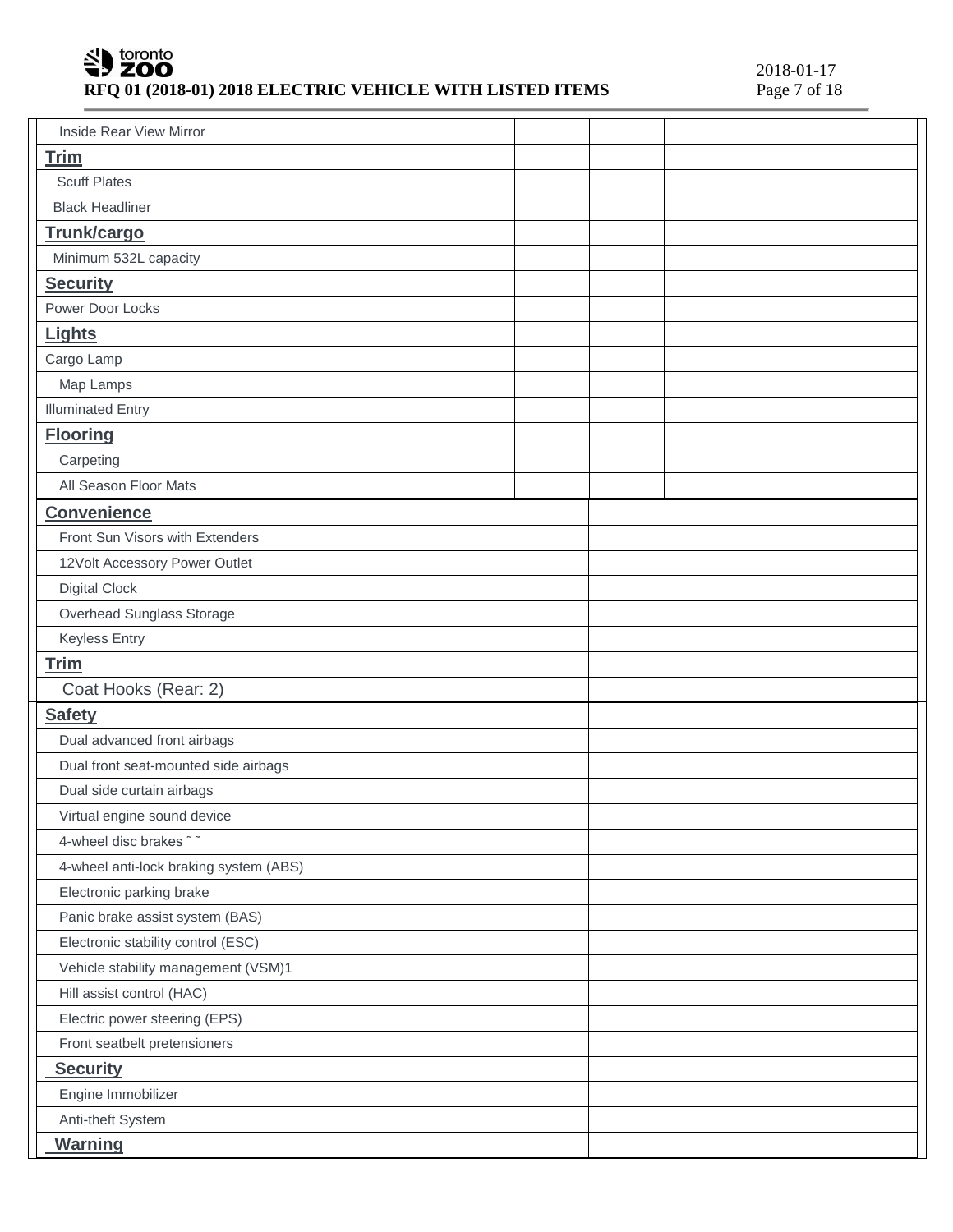| | | | |
|---|---|---|---|
| Inside Rear View Mirror | | | |
| **Trim** | | | |
| Scuff Plates | | | |
| Black Headliner | | | |
| **Trunk/cargo** | | | |
| Minimum 532L capacity | | | |
| **Security** | | | |
| Power Door Locks | | | |
| **Lights** | | | |
| Cargo Lamp | | | |
| Map Lamps | | | |
| Illuminated Entry | | | |
| **Flooring** | | | |
| Carpeting | | | |
| All Season Floor Mats | | | |
| **Convenience** | | | |
| Front Sun Visors with Extenders | | | |
| 12Volt Accessory Power Outlet | | | |
| Digital Clock | | | |
| Overhead Sunglass Storage | | | |
| Keyless Entry | | | |
| **Trim** | | | |
| Coat Hooks (Rear: 2) | | | |
| **Safety** | | | |
| Dual advanced front airbags | | | |
| Dual front seat-mounted side airbags | | | |
| Dual side curtain airbags | | | |
| Virtual engine sound device | | | |
| 4-wheel disc brakes ˜ ˜ | | | |
| 4-wheel anti-lock braking system (ABS) | | | |
| Electronic parking brake | | | |
| Panic brake assist system (BAS) | | | |
| Electronic stability control (ESC) | | | |
| Vehicle stability management (VSM)1 | | | |
| Hill assist control (HAC) | | | |
| Electric power steering (EPS) | | | |
| Front seatbelt pretensioners | | | |
| **Security** | | | |
| Engine Immobilizer | | | |
| Anti-theft System | | | |
| **Warning** | | | |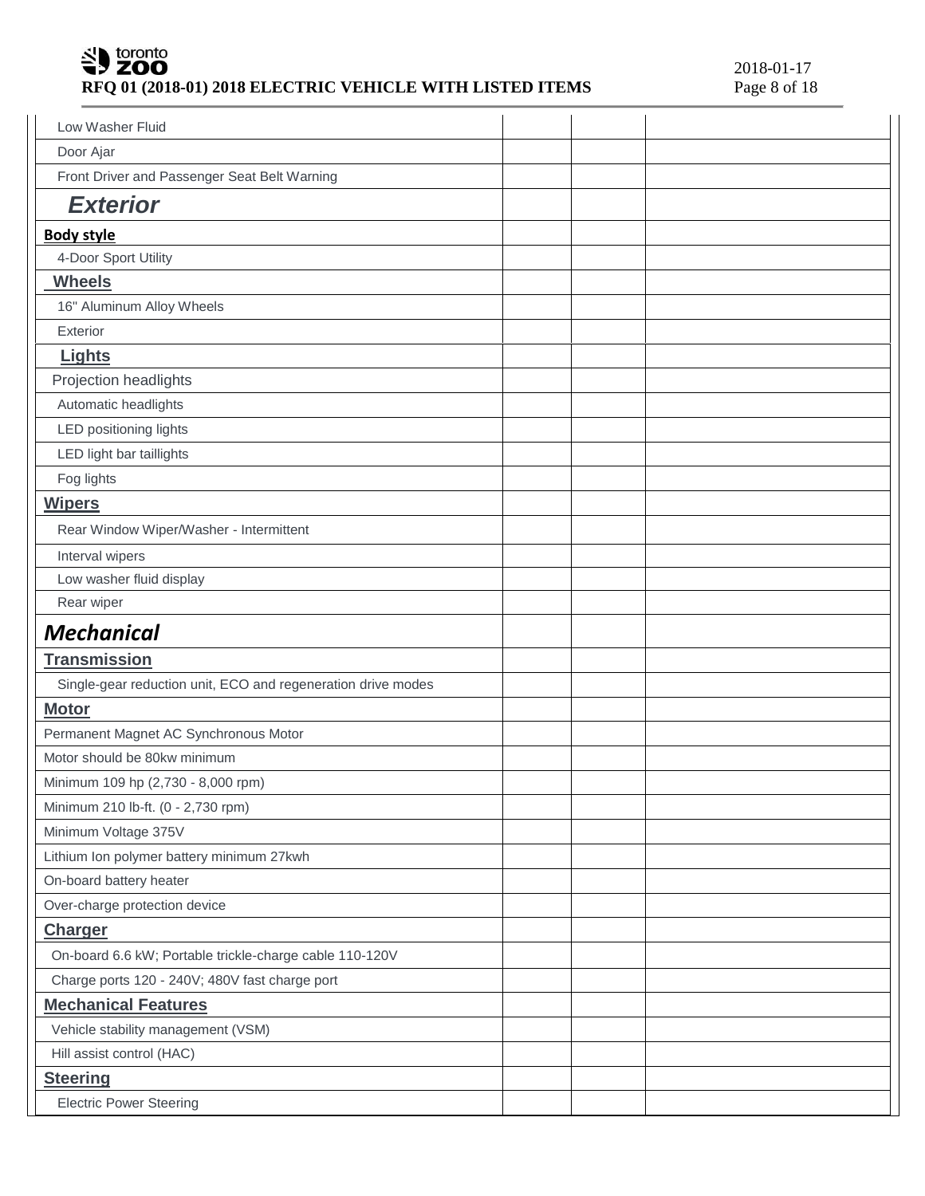| | | | |
|---|---|---|---|
| Low Washer Fluid | | | |
| Door Ajar | | | |
| Front Driver and Passenger Seat Belt Warning | | | |
| ***Exterior*** | | | |
| **Body style** | | | |
| 4-Door Sport Utility | | | |
| **Wheels** | | | |
| 16" Aluminum Alloy Wheels | | | |
| Exterior | | | |
| **Lights** | | | |
| Projection headlights | | | |
| Automatic headlights | | | |
| LED positioning lights | | | |
| LED light bar taillights | | | |
| Fog lights | | | |
| **Wipers** | | | |
| Rear Window Wiper/Washer - Intermittent | | | |
| Interval wipers | | | |
| Low washer fluid display | | | |
| Rear wiper | | | |
| ***Mechanical*** | | | |
| **Transmission** | | | |
| Single-gear reduction unit, ECO and regeneration drive modes | | | |
| **Motor** | | | |
| Permanent Magnet AC Synchronous Motor | | | |
| Motor should be 80kw minimum | | | |
| Minimum 109 hp (2,730 - 8,000 rpm) | | | |
| Minimum 210 lb-ft. (0 - 2,730 rpm) | | | |
| Minimum Voltage 375V | | | |
| Lithium Ion polymer battery minimum 27kwh | | | |
| On-board battery heater | | | |
| Over-charge protection device | | | |
| **Charger** | | | |
| On-board 6.6 kW; Portable trickle-charge cable 110-120V | | | |
| Charge ports 120 - 240V; 480V fast charge port | | | |
| **Mechanical Features** | | | |
| Vehicle stability management (VSM) | | | |
| Hill assist control (HAC) | | | |
| **Steering** | | | |
| Electric Power Steering | | | |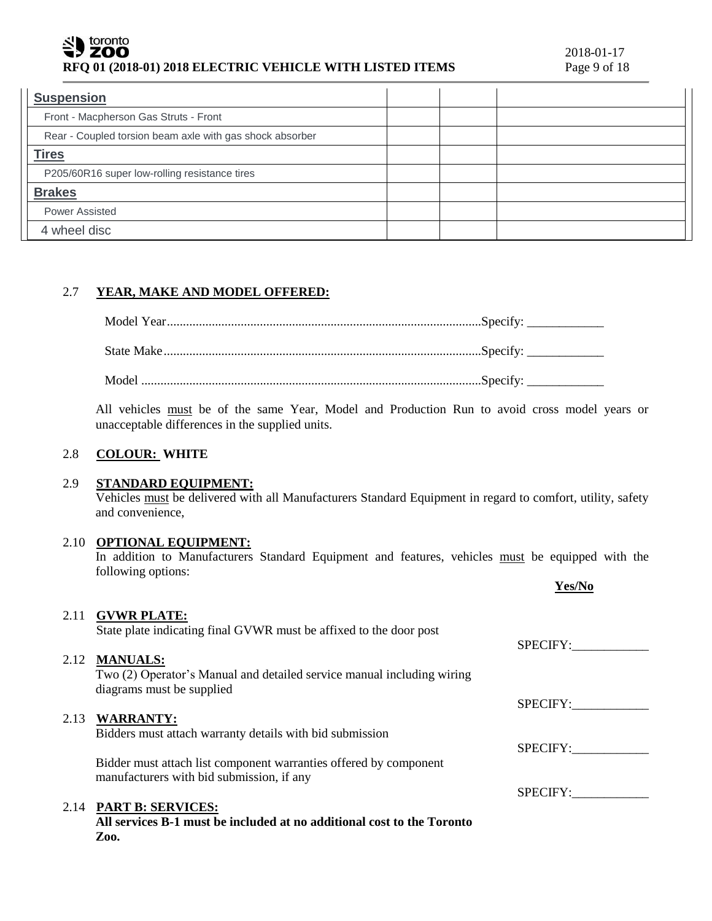| | | | |
|---|---|---|---|
| **Suspension** | | | |
| Front - Macpherson Gas Struts - Front | | | |
| Rear - Coupled torsion beam axle with gas shock absorber | | | |
| **Tires** | | | |
| P205/60R16 super low-rolling resistance tires | | | |
| **Brakes** | | | |
| Power Assisted | | | |
| 4 wheel disc | | | |

## 2.7 YEAR, MAKE AND MODEL OFFERED:

Model Year.................................................................................................Specify: ____________

State Make..................................................................................................Specify: ____________

Model .........................................................................................................Specify: ____________

All vehicles must be of the same Year, Model and Production Run to avoid cross model years or unacceptable differences in the supplied units.

## 2.8 COLOUR: WHITE

## 2.9 STANDARD EQUIPMENT:

Vehicles must be delivered with all Manufacturers Standard Equipment in regard to comfort, utility, safety and convenience,

## 2.10 OPTIONAL EQUIPMENT:

In addition to Manufacturers Standard Equipment and features, vehicles must be equipped with the following options:

**Yes/No**

## 2.11 GVWR PLATE:

State plate indicating final GVWR must be affixed to the door post

SPECIFY:____________

## 2.12 MANUALS:

Two (2) Operator's Manual and detailed service manual including wiring diagrams must be supplied

SPECIFY:____________

## 2.13 WARRANTY:

Bidders must attach warranty details with bid submission

SPECIFY:____________

Bidder must attach list component warranties offered by component manufacturers with bid submission, if any

SPECIFY:____________

## 2.14 PART B: SERVICES:

**All services B-1 must be included at no additional cost to the Toronto Zoo.**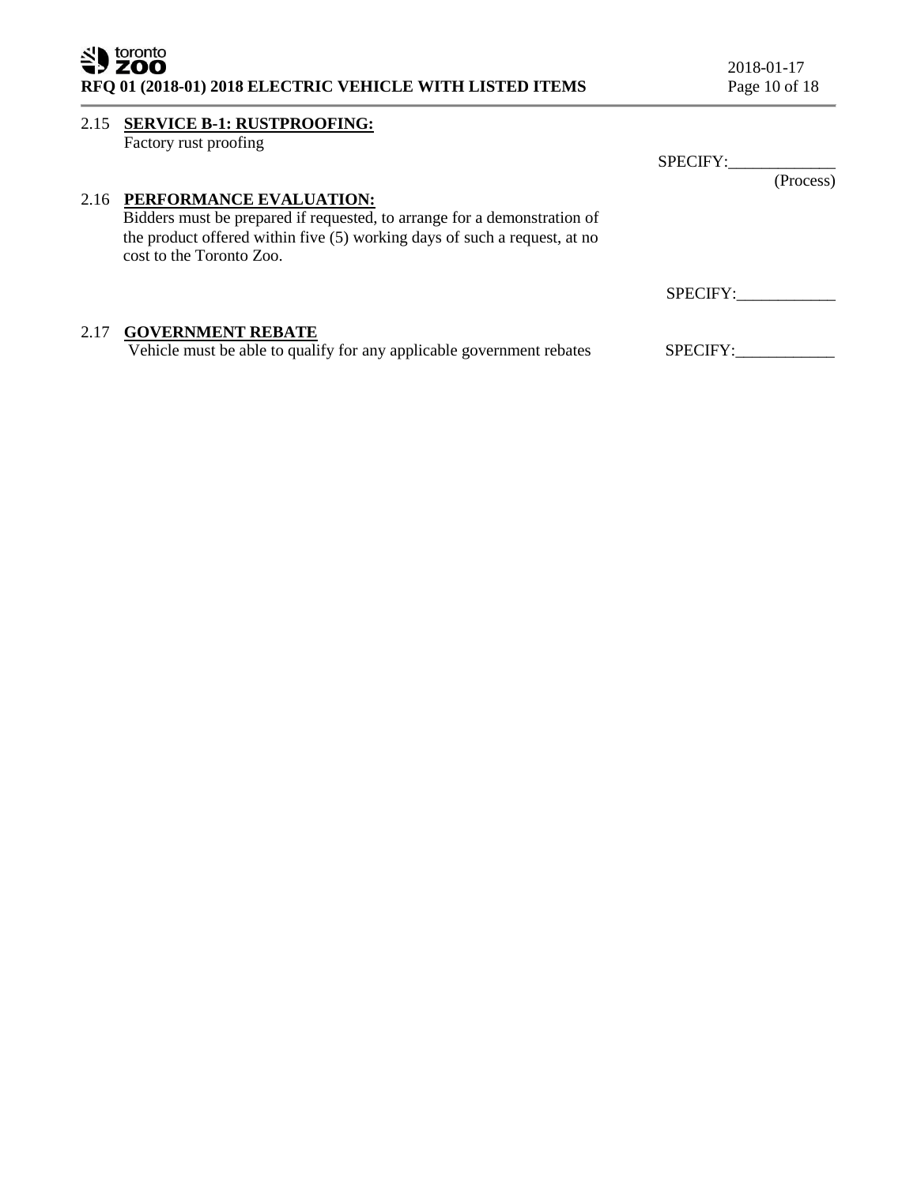2.15 **SERVICE B-1: RUSTPROOFING:**

Factory rust proofing

SPECIFY:_____________
(Process)

2.16 **PERFORMANCE EVALUATION:**

Bidders must be prepared if requested, to arrange for a demonstration of the product offered within five (5) working days of such a request, at no cost to the Toronto Zoo.

SPECIFY:____________

2.17 **GOVERNMENT REBATE**

Vehicle must be able to qualify for any applicable government rebates

SPECIFY:____________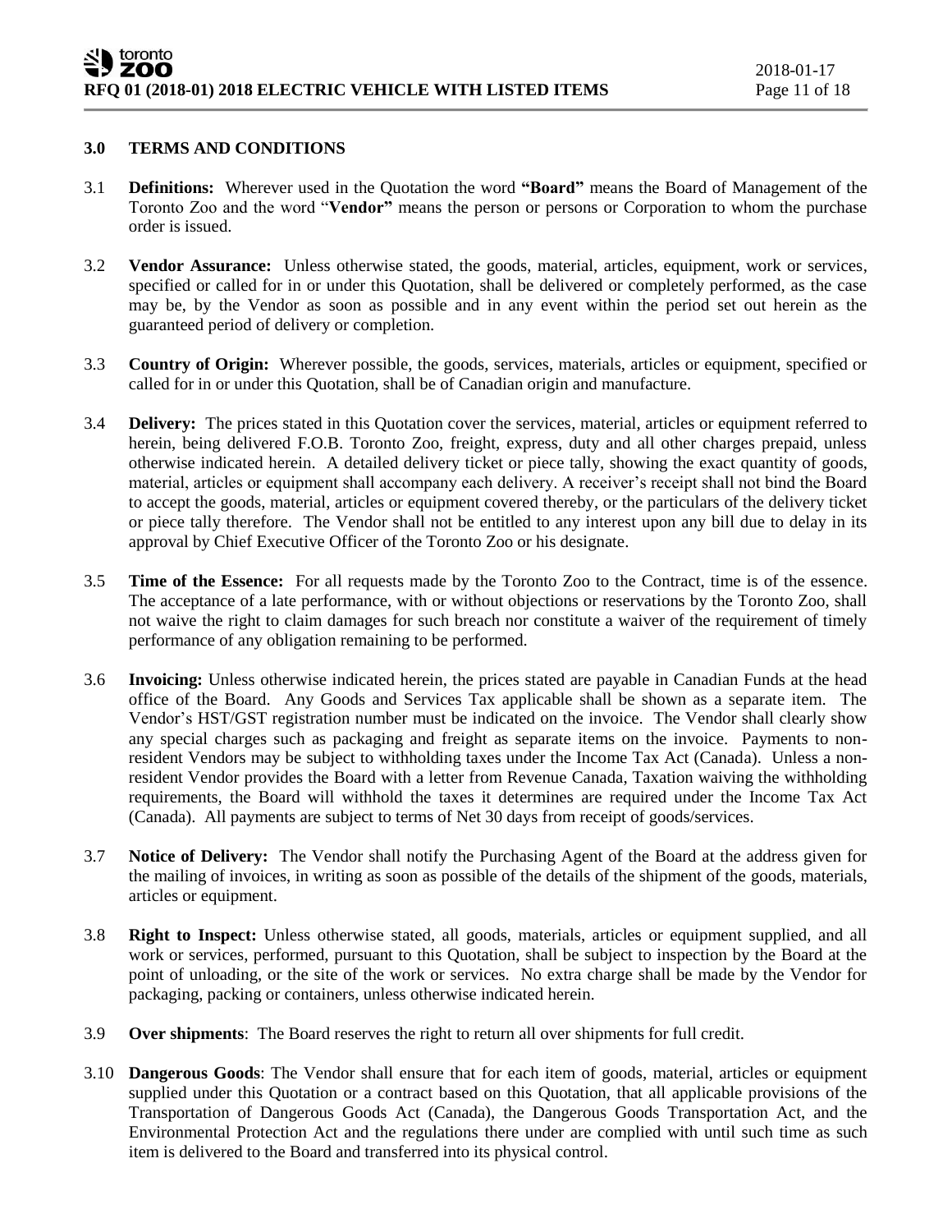## 3.0 TERMS AND CONDITIONS

3.1 **Definitions:** Wherever used in the Quotation the word **"Board"** means the Board of Management of the Toronto Zoo and the word "**Vendor"** means the person or persons or Corporation to whom the purchase order is issued.

3.2 **Vendor Assurance:** Unless otherwise stated, the goods, material, articles, equipment, work or services, specified or called for in or under this Quotation, shall be delivered or completely performed, as the case may be, by the Vendor as soon as possible and in any event within the period set out herein as the guaranteed period of delivery or completion.

3.3 **Country of Origin:** Wherever possible, the goods, services, materials, articles or equipment, specified or called for in or under this Quotation, shall be of Canadian origin and manufacture.

3.4 **Delivery:** The prices stated in this Quotation cover the services, material, articles or equipment referred to herein, being delivered F.O.B. Toronto Zoo, freight, express, duty and all other charges prepaid, unless otherwise indicated herein. A detailed delivery ticket or piece tally, showing the exact quantity of goods, material, articles or equipment shall accompany each delivery. A receiver's receipt shall not bind the Board to accept the goods, material, articles or equipment covered thereby, or the particulars of the delivery ticket or piece tally therefore. The Vendor shall not be entitled to any interest upon any bill due to delay in its approval by Chief Executive Officer of the Toronto Zoo or his designate.

3.5 **Time of the Essence:** For all requests made by the Toronto Zoo to the Contract, time is of the essence. The acceptance of a late performance, with or without objections or reservations by the Toronto Zoo, shall not waive the right to claim damages for such breach nor constitute a waiver of the requirement of timely performance of any obligation remaining to be performed.

3.6 **Invoicing:** Unless otherwise indicated herein, the prices stated are payable in Canadian Funds at the head office of the Board. Any Goods and Services Tax applicable shall be shown as a separate item. The Vendor's HST/GST registration number must be indicated on the invoice. The Vendor shall clearly show any special charges such as packaging and freight as separate items on the invoice. Payments to non-resident Vendors may be subject to withholding taxes under the Income Tax Act (Canada). Unless a non-resident Vendor provides the Board with a letter from Revenue Canada, Taxation waiving the withholding requirements, the Board will withhold the taxes it determines are required under the Income Tax Act (Canada). All payments are subject to terms of Net 30 days from receipt of goods/services.

3.7 **Notice of Delivery:** The Vendor shall notify the Purchasing Agent of the Board at the address given for the mailing of invoices, in writing as soon as possible of the details of the shipment of the goods, materials, articles or equipment.

3.8 **Right to Inspect:** Unless otherwise stated, all goods, materials, articles or equipment supplied, and all work or services, performed, pursuant to this Quotation, shall be subject to inspection by the Board at the point of unloading, or the site of the work or services. No extra charge shall be made by the Vendor for packaging, packing or containers, unless otherwise indicated herein.

3.9 **Over shipments**: The Board reserves the right to return all over shipments for full credit.

3.10 **Dangerous Goods**: The Vendor shall ensure that for each item of goods, material, articles or equipment supplied under this Quotation or a contract based on this Quotation, that all applicable provisions of the Transportation of Dangerous Goods Act (Canada), the Dangerous Goods Transportation Act, and the Environmental Protection Act and the regulations there under are complied with until such time as such item is delivered to the Board and transferred into its physical control.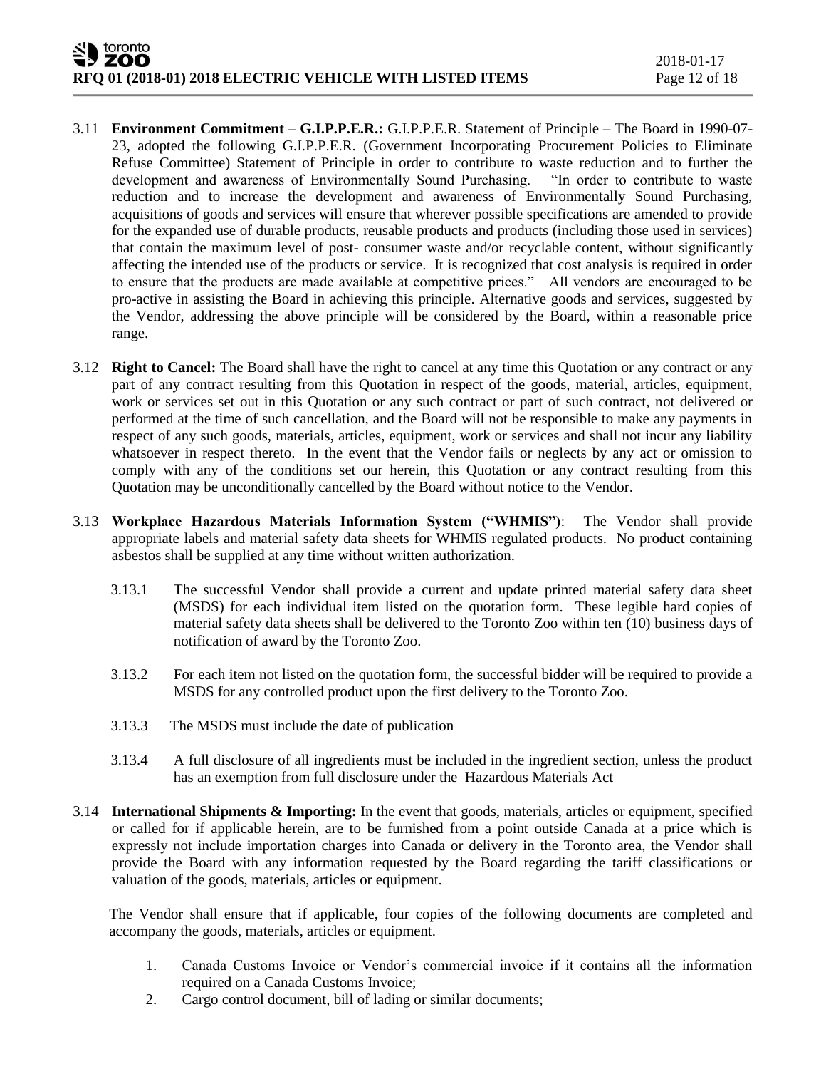3.11 **Environment Commitment – G.I.P.P.E.R.:** G.I.P.P.E.R. Statement of Principle – The Board in 1990-07-23, adopted the following G.I.P.P.E.R. (Government Incorporating Procurement Policies to Eliminate Refuse Committee) Statement of Principle in order to contribute to waste reduction and to further the development and awareness of Environmentally Sound Purchasing. "In order to contribute to waste reduction and to increase the development and awareness of Environmentally Sound Purchasing, acquisitions of goods and services will ensure that wherever possible specifications are amended to provide for the expanded use of durable products, reusable products and products (including those used in services) that contain the maximum level of post- consumer waste and/or recyclable content, without significantly affecting the intended use of the products or service. It is recognized that cost analysis is required in order to ensure that the products are made available at competitive prices." All vendors are encouraged to be pro-active in assisting the Board in achieving this principle. Alternative goods and services, suggested by the Vendor, addressing the above principle will be considered by the Board, within a reasonable price range.

3.12 **Right to Cancel:** The Board shall have the right to cancel at any time this Quotation or any contract or any part of any contract resulting from this Quotation in respect of the goods, material, articles, equipment, work or services set out in this Quotation or any such contract or part of such contract, not delivered or performed at the time of such cancellation, and the Board will not be responsible to make any payments in respect of any such goods, materials, articles, equipment, work or services and shall not incur any liability whatsoever in respect thereto. In the event that the Vendor fails or neglects by any act or omission to comply with any of the conditions set our herein, this Quotation or any contract resulting from this Quotation may be unconditionally cancelled by the Board without notice to the Vendor.

3.13 **Workplace Hazardous Materials Information System ("WHMIS")**: The Vendor shall provide appropriate labels and material safety data sheets for WHMIS regulated products. No product containing asbestos shall be supplied at any time without written authorization.

3.13.1 The successful Vendor shall provide a current and update printed material safety data sheet (MSDS) for each individual item listed on the quotation form. These legible hard copies of material safety data sheets shall be delivered to the Toronto Zoo within ten (10) business days of notification of award by the Toronto Zoo.

3.13.2 For each item not listed on the quotation form, the successful bidder will be required to provide a MSDS for any controlled product upon the first delivery to the Toronto Zoo.

3.13.3 The MSDS must include the date of publication

3.13.4 A full disclosure of all ingredients must be included in the ingredient section, unless the product has an exemption from full disclosure under the Hazardous Materials Act

3.14 **International Shipments & Importing:** In the event that goods, materials, articles or equipment, specified or called for if applicable herein, are to be furnished from a point outside Canada at a price which is expressly not include importation charges into Canada or delivery in the Toronto area, the Vendor shall provide the Board with any information requested by the Board regarding the tariff classifications or valuation of the goods, materials, articles or equipment.

The Vendor shall ensure that if applicable, four copies of the following documents are completed and accompany the goods, materials, articles or equipment.

1. Canada Customs Invoice or Vendor's commercial invoice if it contains all the information required on a Canada Customs Invoice;
2. Cargo control document, bill of lading or similar documents;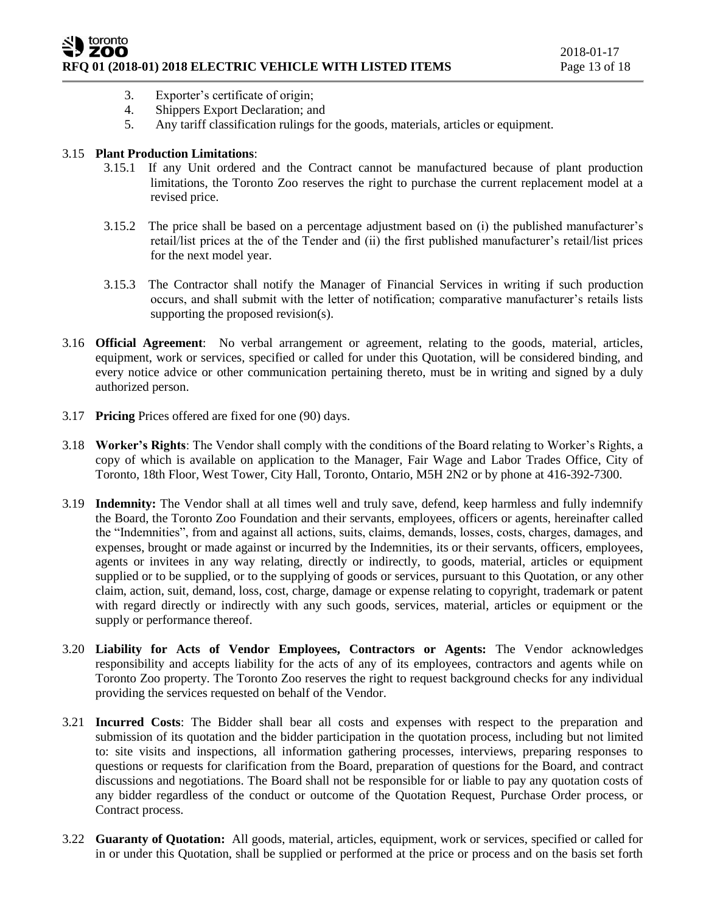3. Exporter's certificate of origin;
4. Shippers Export Declaration; and
5. Any tariff classification rulings for the goods, materials, articles or equipment.

3.15 **Plant Production Limitations**:

3.15.1 If any Unit ordered and the Contract cannot be manufactured because of plant production limitations, the Toronto Zoo reserves the right to purchase the current replacement model at a revised price.

3.15.2 The price shall be based on a percentage adjustment based on (i) the published manufacturer's retail/list prices at the of the Tender and (ii) the first published manufacturer's retail/list prices for the next model year.

3.15.3 The Contractor shall notify the Manager of Financial Services in writing if such production occurs, and shall submit with the letter of notification; comparative manufacturer's retails lists supporting the proposed revision(s).

3.16 **Official Agreement**: No verbal arrangement or agreement, relating to the goods, material, articles, equipment, work or services, specified or called for under this Quotation, will be considered binding, and every notice advice or other communication pertaining thereto, must be in writing and signed by a duly authorized person.

3.17 **Pricing** Prices offered are fixed for one (90) days.

3.18 **Worker's Rights**: The Vendor shall comply with the conditions of the Board relating to Worker's Rights, a copy of which is available on application to the Manager, Fair Wage and Labor Trades Office, City of Toronto, 18th Floor, West Tower, City Hall, Toronto, Ontario, M5H 2N2 or by phone at 416-392-7300.

3.19 **Indemnity:** The Vendor shall at all times well and truly save, defend, keep harmless and fully indemnify the Board, the Toronto Zoo Foundation and their servants, employees, officers or agents, hereinafter called the "Indemnities", from and against all actions, suits, claims, demands, losses, costs, charges, damages, and expenses, brought or made against or incurred by the Indemnities, its or their servants, officers, employees, agents or invitees in any way relating, directly or indirectly, to goods, material, articles or equipment supplied or to be supplied, or to the supplying of goods or services, pursuant to this Quotation, or any other claim, action, suit, demand, loss, cost, charge, damage or expense relating to copyright, trademark or patent with regard directly or indirectly with any such goods, services, material, articles or equipment or the supply or performance thereof.

3.20 **Liability for Acts of Vendor Employees, Contractors or Agents:** The Vendor acknowledges responsibility and accepts liability for the acts of any of its employees, contractors and agents while on Toronto Zoo property. The Toronto Zoo reserves the right to request background checks for any individual providing the services requested on behalf of the Vendor.

3.21 **Incurred Costs**: The Bidder shall bear all costs and expenses with respect to the preparation and submission of its quotation and the bidder participation in the quotation process, including but not limited to: site visits and inspections, all information gathering processes, interviews, preparing responses to questions or requests for clarification from the Board, preparation of questions for the Board, and contract discussions and negotiations. The Board shall not be responsible for or liable to pay any quotation costs of any bidder regardless of the conduct or outcome of the Quotation Request, Purchase Order process, or Contract process.

3.22 **Guaranty of Quotation:** All goods, material, articles, equipment, work or services, specified or called for in or under this Quotation, shall be supplied or performed at the price or process and on the basis set forth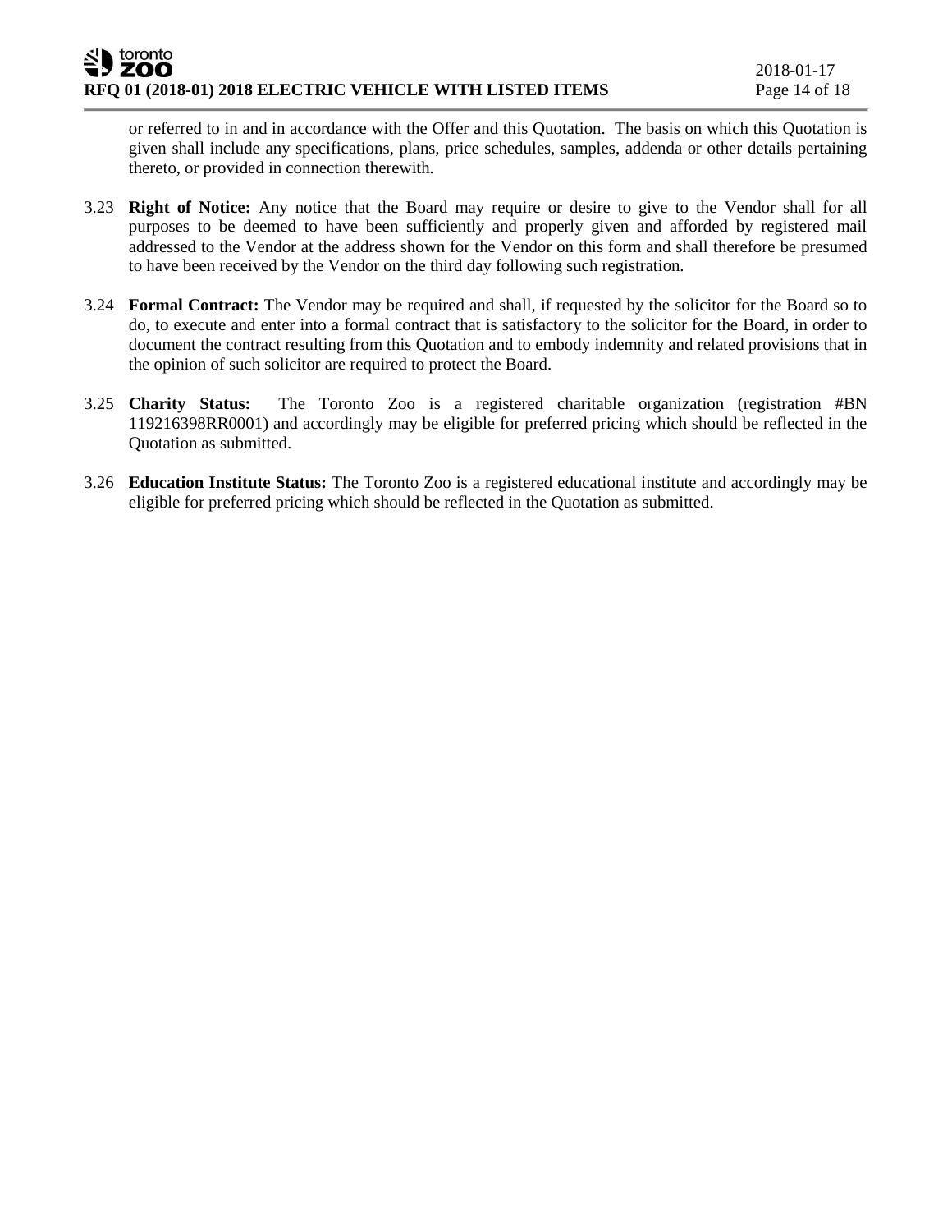or referred to in and in accordance with the Offer and this Quotation. The basis on which this Quotation is given shall include any specifications, plans, price schedules, samples, addenda or other details pertaining thereto, or provided in connection therewith.

3.23 **Right of Notice:** Any notice that the Board may require or desire to give to the Vendor shall for all purposes to be deemed to have been sufficiently and properly given and afforded by registered mail addressed to the Vendor at the address shown for the Vendor on this form and shall therefore be presumed to have been received by the Vendor on the third day following such registration.

3.24 **Formal Contract:** The Vendor may be required and shall, if requested by the solicitor for the Board so to do, to execute and enter into a formal contract that is satisfactory to the solicitor for the Board, in order to document the contract resulting from this Quotation and to embody indemnity and related provisions that in the opinion of such solicitor are required to protect the Board.

3.25 **Charity Status:** The Toronto Zoo is a registered charitable organization (registration #BN 119216398RR0001) and accordingly may be eligible for preferred pricing which should be reflected in the Quotation as submitted.

3.26 **Education Institute Status:** The Toronto Zoo is a registered educational institute and accordingly may be eligible for preferred pricing which should be reflected in the Quotation as submitted.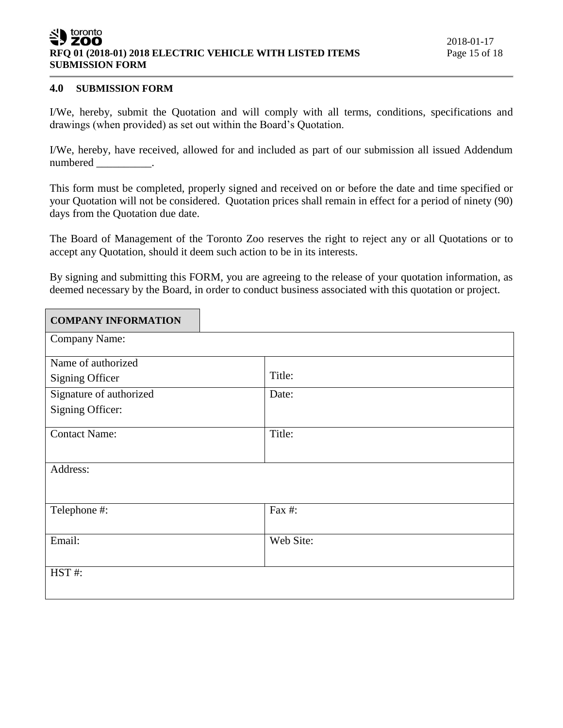## 4.0 SUBMISSION FORM

I/We, hereby, submit the Quotation and will comply with all terms, conditions, specifications and drawings (when provided) as set out within the Board's Quotation.

I/We, hereby, have received, allowed for and included as part of our submission all issued Addendum numbered __________.

This form must be completed, properly signed and received on or before the date and time specified or your Quotation will not be considered. Quotation prices shall remain in effect for a period of ninety (90) days from the Quotation due date.

The Board of Management of the Toronto Zoo reserves the right to reject any or all Quotations or to accept any Quotation, should it deem such action to be in its interests.

By signing and submitting this FORM, you are agreeing to the release of your quotation information, as deemed necessary by the Board, in order to conduct business associated with this quotation or project.

| **COMPANY INFORMATION** | |
|---|---|
| Company Name: | |
| Name of authorized Signing Officer | Title: |
| Signature of authorized Signing Officer: | Date: |
| Contact Name: | Title: |
| Address: | |
| Telephone #: | Fax #: |
| Email: | Web Site: |
| HST #: | |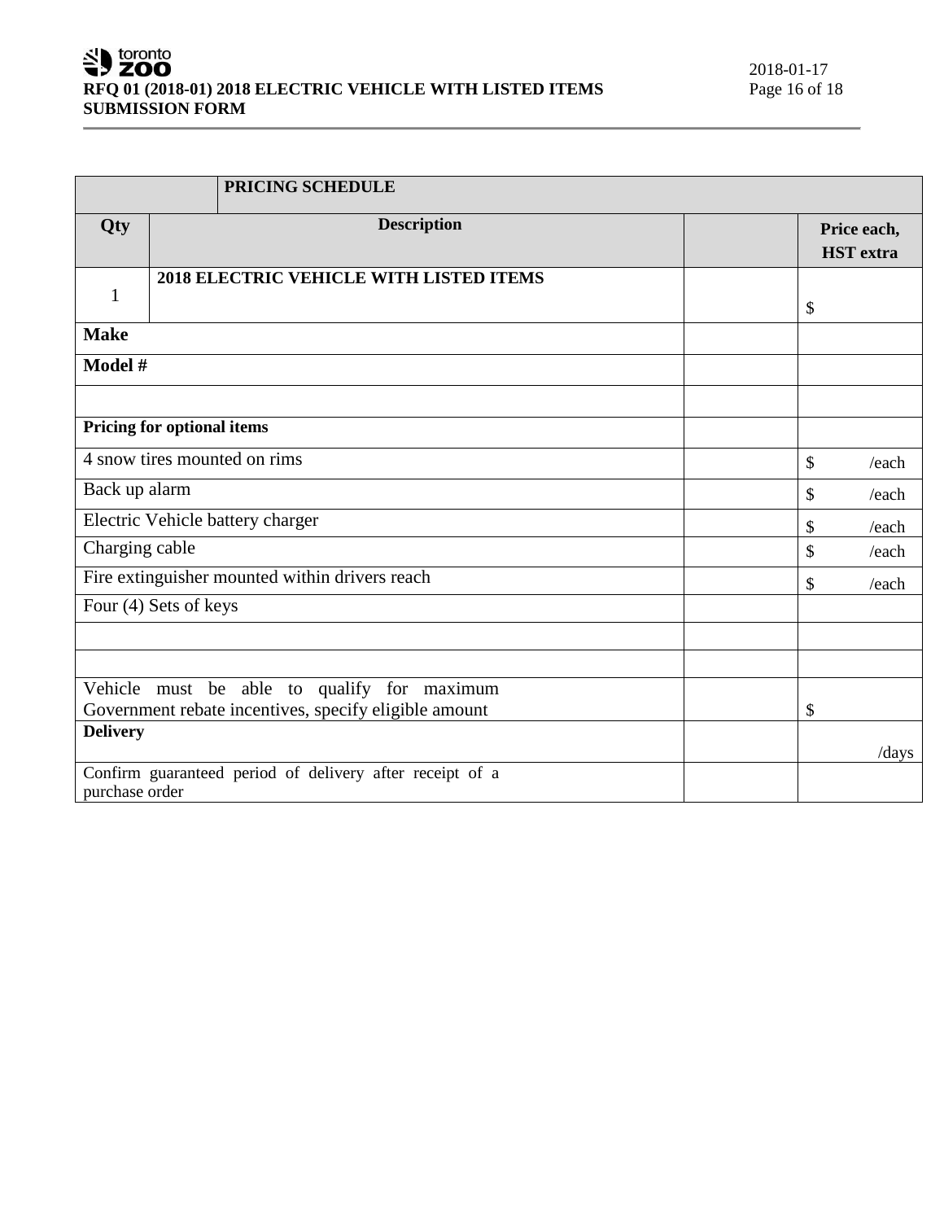| Qty | Description | | Price each, HST extra |
|---|---|---|---|
| | **PRICING SCHEDULE** | | |
| 1 | **2018 ELECTRIC VEHICLE WITH LISTED ITEMS** | | $ |
| **Make** | | | |
| **Model #** | | | |
| | | | |
| **Pricing for optional items** | | | |
| 4 snow tires mounted on rims | | | $ /each |
| Back up alarm | | | $ /each |
| Electric Vehicle battery charger | | | $ /each |
| Charging cable | | | $ /each |
| Fire extinguisher mounted within drivers reach | | | $ /each |
| Four (4) Sets of keys | | | |
| | | | |
| | | | |
| Vehicle must be able to qualify for maximum Government rebate incentives, specify eligible amount | | | $ |
| **Delivery** | | | /days |
| Confirm guaranteed period of delivery after receipt of a purchase order | | | |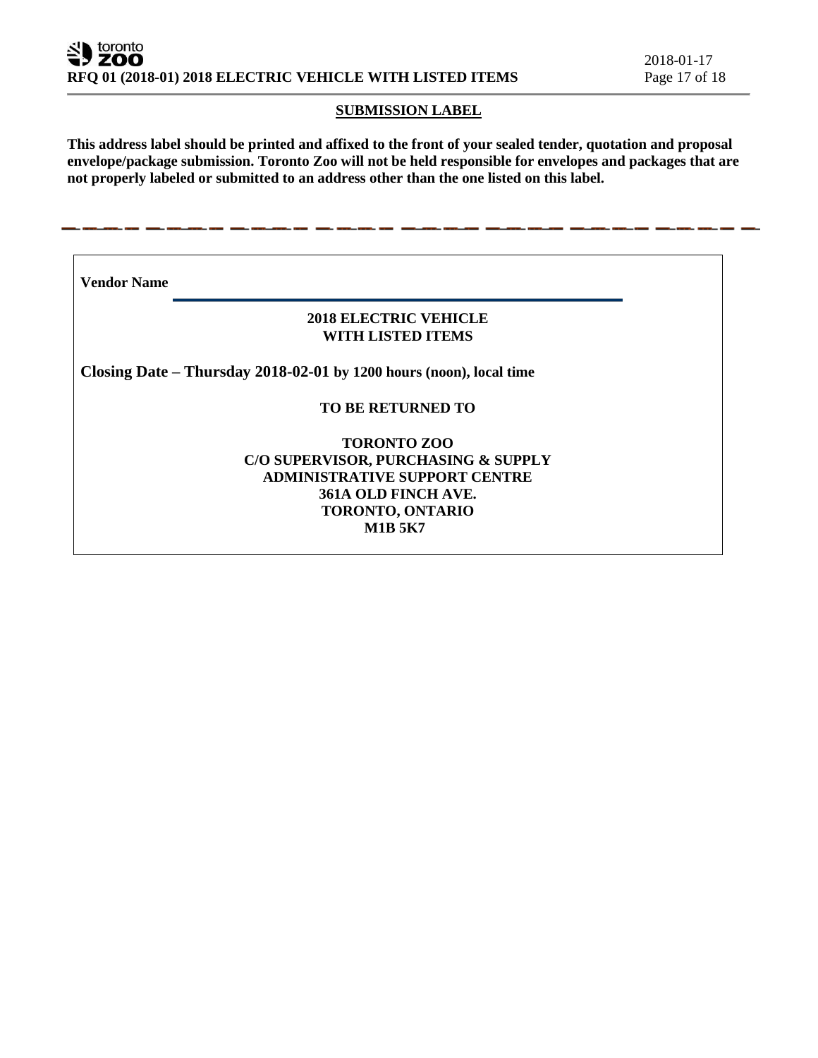## SUBMISSION LABEL

**This address label should be printed and affixed to the front of your sealed tender, quotation and proposal envelope/package submission. Toronto Zoo will not be held responsible for envelopes and packages that are not properly labeled or submitted to an address other than the one listed on this label.**

---

**Vendor Name** \_\_\_\_\_\_\_\_\_\_\_\_\_\_\_\_\_\_\_\_\_\_\_\_\_\_\_\_\_\_\_\_\_\_\_\_\_\_\_\_\_\_\_\_\_\_

**2018 ELECTRIC VEHICLE**
**WITH LISTED ITEMS**

**Closing Date – Thursday 2018-02-01 by 1200 hours (noon), local time**

**TO BE RETURNED TO**

**TORONTO ZOO**
**C/O SUPERVISOR, PURCHASING & SUPPLY**
**ADMINISTRATIVE SUPPORT CENTRE**
**361A OLD FINCH AVE.**
**TORONTO, ONTARIO**
**M1B 5K7**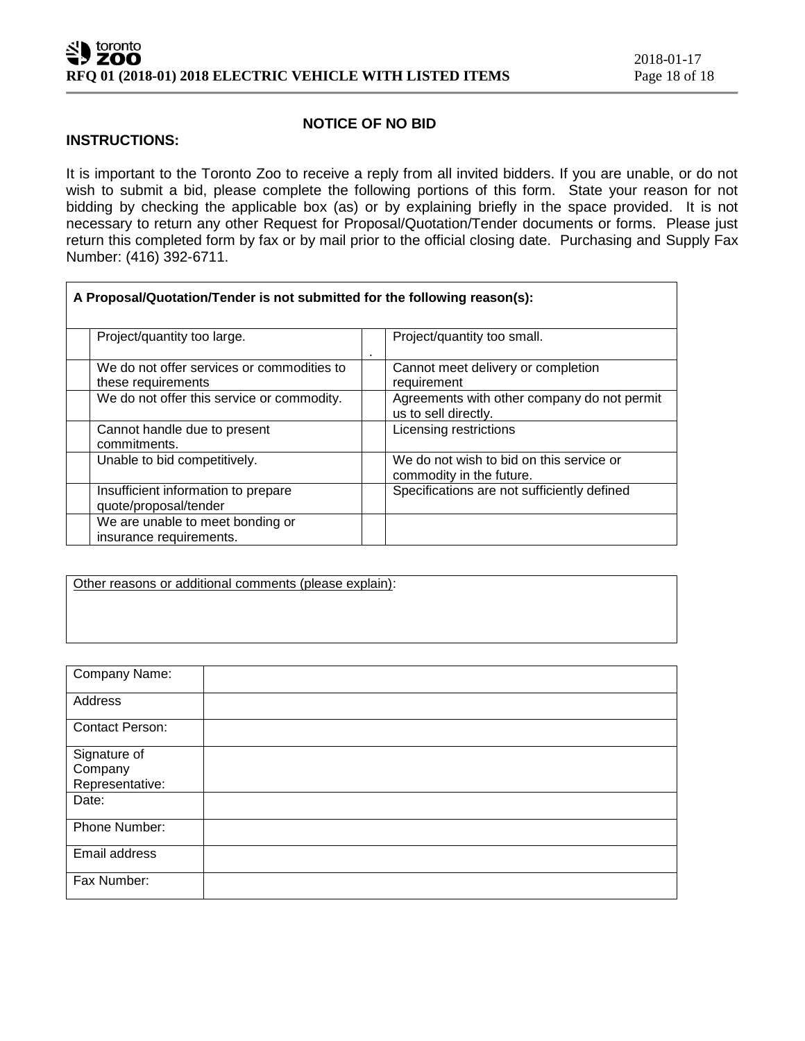## NOTICE OF NO BID

**INSTRUCTIONS:**

It is important to the Toronto Zoo to receive a reply from all invited bidders. If you are unable, or do not wish to submit a bid, please complete the following portions of this form. State your reason for not bidding by checking the applicable box (as) or by explaining briefly in the space provided. It is not necessary to return any other Request for Proposal/Quotation/Tender documents or forms. Please just return this completed form by fax or by mail prior to the official closing date. Purchasing and Supply Fax Number: (416) 392-6711.

**A Proposal/Quotation/Tender is not submitted for the following reason(s):**

| | | | |
|---|---|---|---|
| | Project/quantity too large. | . | Project/quantity too small. |
| | We do not offer services or commodities to these requirements | | Cannot meet delivery or completion requirement |
| | We do not offer this service or commodity. | | Agreements with other company do not permit us to sell directly. |
| | Cannot handle due to present commitments. | | Licensing restrictions |
| | Unable to bid competitively. | | We do not wish to bid on this service or commodity in the future. |
| | Insufficient information to prepare quote/proposal/tender | | Specifications are not sufficiently defined |
| | We are unable to meet bonding or insurance requirements. | | |

Other reasons or additional comments (please explain):

| | |
|---|---|
| Company Name: | |
| Address | |
| Contact Person: | |
| Signature of Company Representative: | |
| Date: | |
| Phone Number: | |
| Email address | |
| Fax Number: | |